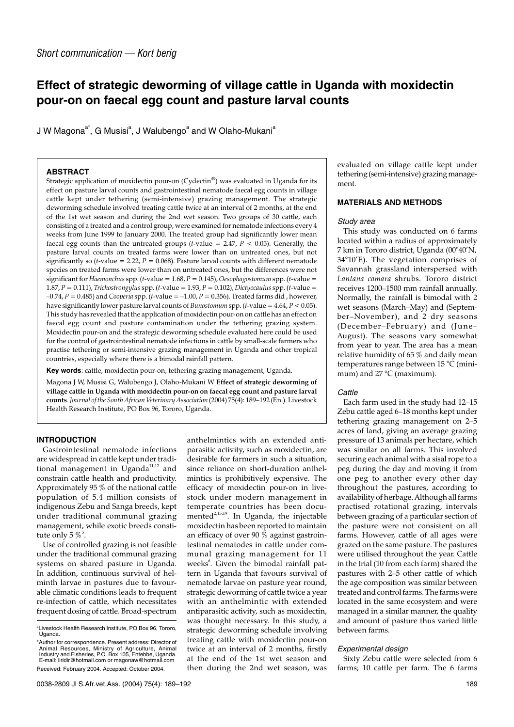*Short communication — Kort berig*

# Effect of strategic deworming of village cattle in Uganda with moxidectin pour-on on faecal egg count and pasture larval counts

J W Magona[a*], G Musisi[a], J Walubengo[a] and W Olaho-Mukani[a]

## ABSTRACT

Strategic application of moxidectin pour-on (Cydectin®) was evaluated in Uganda for its effect on pasture larval counts and gastrointestinal nematode faecal egg counts in village cattle kept under tethering (semi-intensive) grazing management. The strategic deworming schedule involved treating cattle twice at an interval of 2 months, at the end of the 1st wet season and during the 2nd wet season. Two groups of 30 cattle, each consisting of a treated and a control group, were examined for nematode infections every 4 weeks from June 1999 to January 2000. The treated group had significantly lower mean faecal egg counts than the untreated groups ($t$-value = 2.47, $P < 0.05$). Generally, the pasture larval counts on treated farms were lower than on untreated ones, but not significantly so ($t$-value = 2.22, $P = 0.068$). Pasture larval counts with different nematode species on treated farms were lower than on untreated ones, but the differences were not significant for *Haemonchus* spp. ($t$-value = 1.68, $P = 0.145$), *Oesophagostomum* spp. ($t$-value = 1.87, $P = 0.111$), *Trichostrongylus* spp. ($t$-value = 1.93, $P = 0.102$), *Dictyocaulus* spp. ($t$-value = –0.74, $P = 0.485$) and *Cooperia* spp. ($t$-value = –1.00, $P = 0.356$). Treated farms did , however, have significantly lower pasture larval counts of *Bunostomum* spp. ($t$-value = 4.64, $P < 0.05$). This study has revealed that the application of moxidectin pour-on on cattle has an effect on faecal egg count and pasture contamination under the tethering grazing system. Moxidectin pour-on and the strategic deworming schedule evaluated here could be used for the control of gastrointestinal nematode infections in cattle by small-scale farmers who practise tethering or semi-intensive grazing management in Uganda and other tropical countries, especially where there is a bimodal rainfall pattern.

**Key words**: cattle, moxidectin pour-on, tethering grazing management, Uganda.

Magona J W, Musisi G, Walubengo J, Olaho-Mukani W **Effect of strategic deworming of village cattle in Uganda with moxidectin pour-on on faecal egg count and pasture larval counts**. *Journal of the South African Veterinary Association* (2004) 75(4): 189–192 (En.). Livestock Health Research Institute, PO Box 96, Tororo, Uganda.

## INTRODUCTION

Gastrointestinal nematode infections are widespread in cattle kept under traditional management in Uganda[11,12] and constrain cattle health and productivity. Approximately 95 % of the national cattle population of 5.4 million consists of indigenous Zebu and Sanga breeds, kept under traditional communal grazing management, while exotic breeds constitute only 5 %[5].

Use of controlled grazing is not feasible under the traditional communal grazing systems on shared pasture in Uganda. In addition, continuous survival of helminth larvae in pastures due to favourable climatic conditions leads to frequent re-infection of cattle, which necessitates frequent dosing of cattle. Broad-spectrum anthelmintics with an extended antiparasitic activity, such as moxidectin, are desirable for farmers in such a situation, since reliance on short-duration anthelmintics is prohibitively expensive. The efficacy of moxidectin pour-on in livestock under modern management in temperate countries has been documented[2,15,19]. In Uganda, the injectable moxidectin has been reported to maintain an efficacy of over 90 % against gastrointestinal nematodes in cattle under communal grazing management for 11 weeks[6]. Given the bimodal rainfall pattern in Uganda that favours survival of nematode larvae on pasture year round, strategic deworming of cattle twice a year with an anthelmintic with extended antiparasitic activity, such as moxidectin, was thought necessary. In this study, a strategic deworming schedule involving treating cattle with moxidectin pour-on twice at an interval of 2 months, firstly at the end of the 1st wet season and then during the 2nd wet season, was evaluated on village cattle kept under tethering (semi-intensive) grazing management.

## MATERIALS AND METHODS

### Study area

This study was conducted on 6 farms located within a radius of approximately 7 km in Tororo district, Uganda (00°40'N, 34°10'E). The vegetation comprises of Savannah grassland interspersed with *Lantana camara* shrubs. Tororo district receives 1200–1500 mm rainfall annually. Normally, the rainfall is bimodal with 2 wet seasons (March–May) and (September–November), and 2 dry seasons (December–February) and (June–August). The seasons vary somewhat from year to year. The area has a mean relative humidity of 65 % and daily mean temperatures range between 15 °C (minimum) and 27 °C (maximum).

### Cattle

Each farm used in the study had 12–15 Zebu cattle aged 6–18 months kept under tethering grazing management on 2–5 acres of land, giving an average grazing pressure of 13 animals per hectare, which was similar on all farms. This involved securing each animal with a sisal rope to a peg during the day and moving it from one peg to another every other day throughout the pastures, according to availability of herbage. Although all farms practised rotational grazing, intervals between grazing of a particular section of the pasture were not consistent on all farms. However, cattle of all ages were grazed on the same pasture. The pastures were utilised throughout the year. Cattle in the trial (10 from each farm) shared the pastures with 2–5 other cattle of which the age composition was similar between treated and control farms. The farms were located in the same ecosystem and were managed in a similar manner, the quality and amount of pasture thus varied little between farms.

### Experimental design

Sixty Zebu cattle were selected from 6 farms; 10 cattle per farm. The 6 farms

[a]Livestock Health Research Institute, PO Box 96, Tororo, Uganda.

*Author for correspondence. Present address: Director of Animal Resources, Ministry of Agriculture, Animal Industry and Fisheries, P.O. Box 105, Entebbe, Uganda. E-mail: liridir@hotmail.com or magonaw@hotmail.com

Received: February 2004. Accepted: October 2004.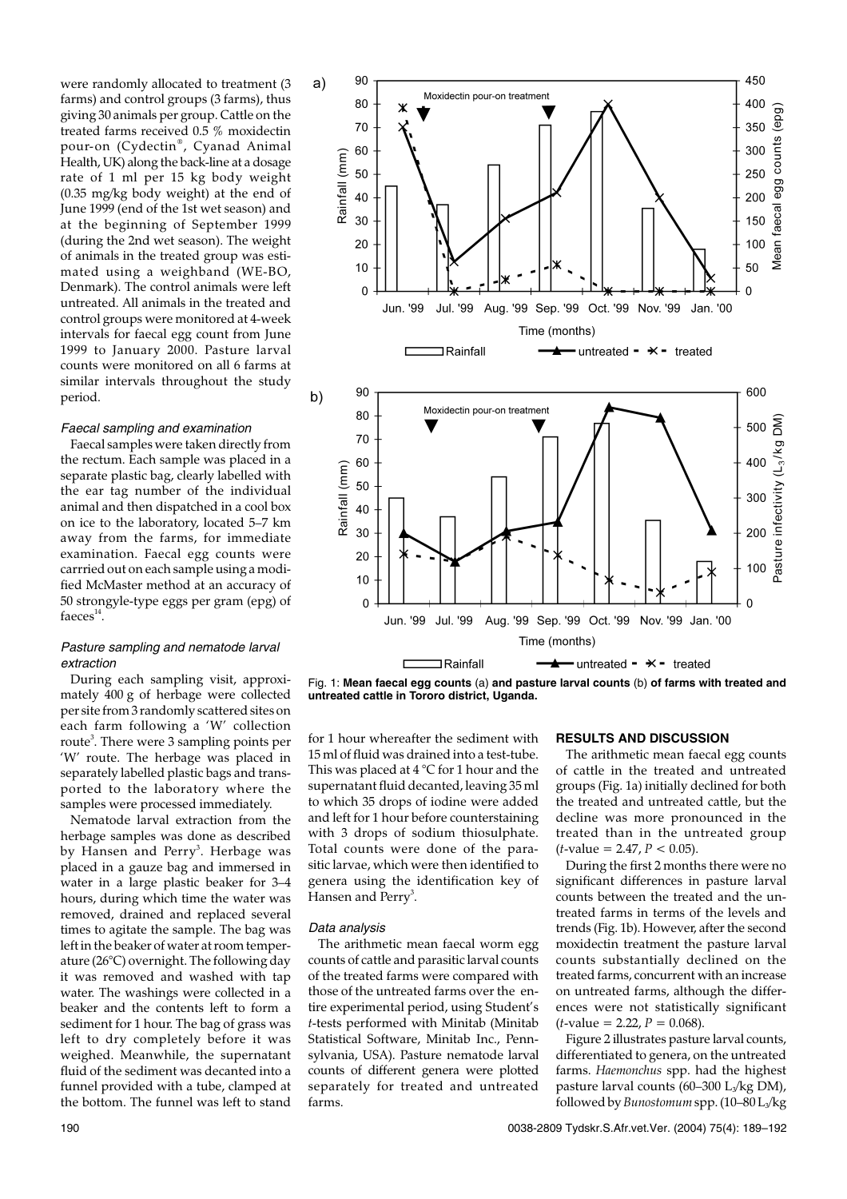were randomly allocated to treatment (3 farms) and control groups (3 farms), thus giving 30 animals per group. Cattle on the treated farms received 0.5 % moxidectin pour-on (Cydectin®, Cyanad Animal Health, UK) along the back-line at a dosage rate of 1 ml per 15 kg body weight (0.35 mg/kg body weight) at the end of June 1999 (end of the 1st wet season) and at the beginning of September 1999 (during the 2nd wet season). The weight of animals in the treated group was estimated using a weighband (WE-BO, Denmark). The control animals were left untreated. All animals in the treated and control groups were monitored at 4-week intervals for faecal egg count from June 1999 to January 2000. Pasture larval counts were monitored on all 6 farms at similar intervals throughout the study period.

### *Faecal sampling and examination*

Faecal samples were taken directly from the rectum. Each sample was placed in a separate plastic bag, clearly labelled with the ear tag number of the individual animal and then dispatched in a cool box on ice to the laboratory, located 5–7 km away from the farms, for immediate examination. Faecal egg counts were carrried out on each sample using a modified McMaster method at an accuracy of 50 strongyle-type eggs per gram (epg) of faeces[14].

### *Pasture sampling and nematode larval extraction*

During each sampling visit, approximately 400 g of herbage were collected per site from 3 randomly scattered sites on each farm following a 'W' collection route[3]. There were 3 sampling points per 'W' route. The herbage was placed in separately labelled plastic bags and transported to the laboratory where the samples were processed immediately.

Nematode larval extraction from the herbage samples was done as described by Hansen and Perry[3]. Herbage was placed in a gauze bag and immersed in water in a large plastic beaker for 3–4 hours, during which time the water was removed, drained and replaced several times to agitate the sample. The bag was left in the beaker of water at room temperature (26°C) overnight. The following day it was removed and washed with tap water. The washings were collected in a beaker and the contents left to form a sediment for 1 hour. The bag of grass was left to dry completely before it was weighed. Meanwhile, the supernatant fluid of the sediment was decanted into a funnel provided with a tube, clamped at the bottom. The funnel was left to stand for 1 hour whereafter the sediment with 15 ml of fluid was drained into a test-tube. This was placed at 4 °C for 1 hour and the supernatant fluid decanted, leaving 35 ml to which 35 drops of iodine were added and left for 1 hour before counterstaining with 3 drops of sodium thiosulphate. Total counts were done of the parasitic larvae, which were then identified to genera using the identification key of Hansen and Perry[3].

### *Data analysis*

The arithmetic mean faecal worm egg counts of cattle and parasitic larval counts of the treated farms were compared with those of the untreated farms over the entire experimental period, using Student's *t*-tests performed with Minitab (Minitab Statistical Software, Minitab Inc., Pennsylvania, USA). Pasture nematode larval counts of different genera were plotted separately for treated and untreated farms.

**Fig. 1: Mean faecal egg counts** (a) **and pasture larval counts** (b) **of farms with treated and untreated cattle in Tororo district, Uganda.**

## RESULTS AND DISCUSSION

The arithmetic mean faecal egg counts of cattle in the treated and untreated groups (Fig. 1a) initially declined for both the treated and untreated cattle, but the decline was more pronounced in the treated than in the untreated group ($t$-value = 2.47, $P < 0.05$).

During the first 2 months there were no significant differences in pasture larval counts between the treated and the untreated farms in terms of the levels and trends (Fig. 1b). However, after the second moxidectin treatment the pasture larval counts substantially declined on the treated farms, concurrent with an increase on untreated farms, although the differences were not statistically significant ($t$-value = 2.22, $P = 0.068$).

Figure 2 illustrates pasture larval counts, differentiated to genera, on the untreated farms. *Haemonchus* spp. had the highest pasture larval counts (60–300 $L_3$/kg DM), followed by *Bunostomum* spp. (10–80 $L_3$/kg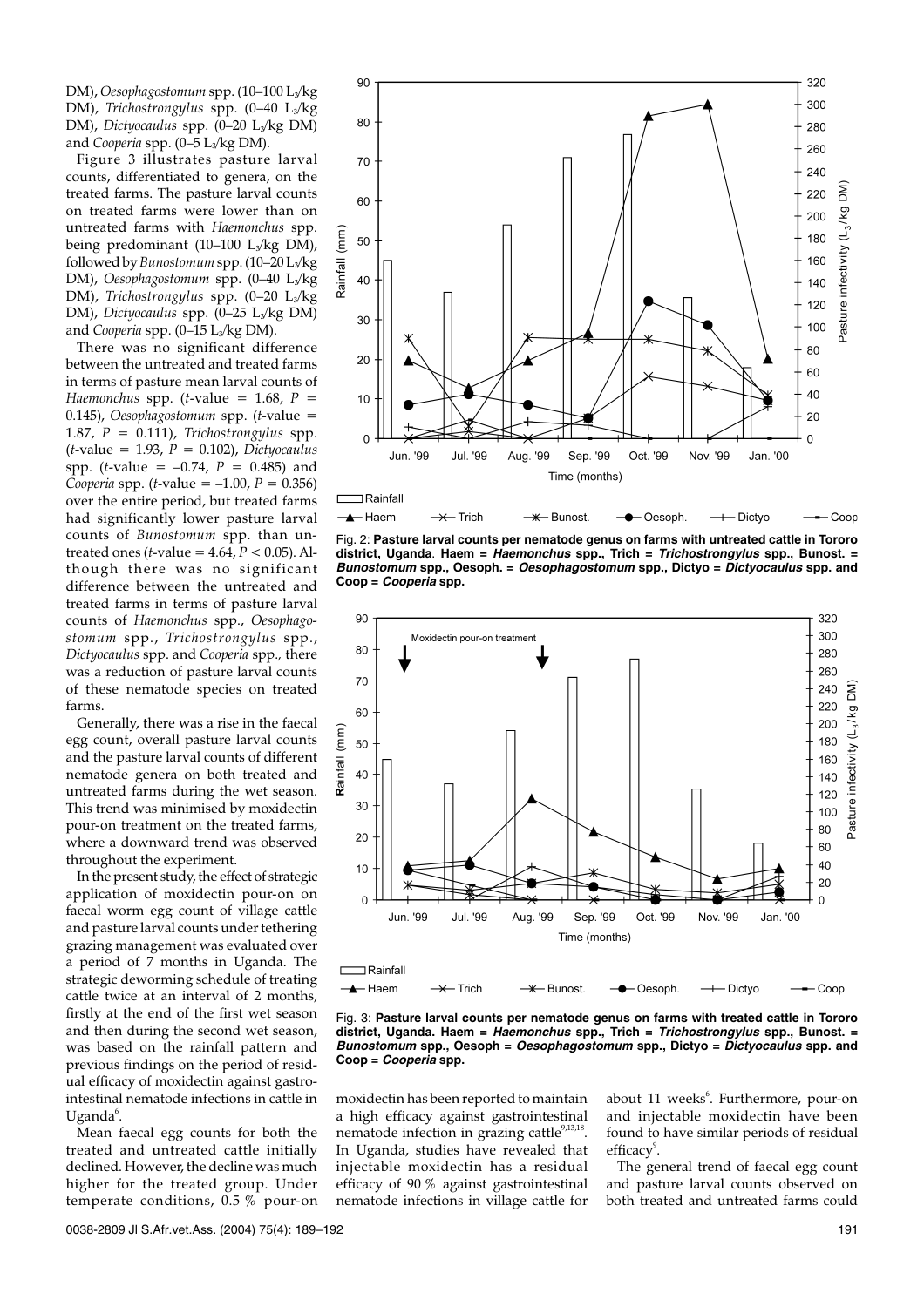DM), *Oesophagostomum* spp. (10–100 $L_3$/kg DM), *Trichostrongylus* spp. (0–40 $L_3$/kg DM), *Dictyocaulus* spp. (0–20 $L_3$/kg DM) and *Cooperia* spp. (0–5 $L_3$/kg DM).

Figure 3 illustrates pasture larval counts, differentiated to genera, on the treated farms. The pasture larval counts on treated farms were lower than on untreated farms with *Haemonchus* spp. being predominant (10–100 $L_3$/kg DM), followed by *Bunostomum* spp. (10–20 $L_3$/kg DM), *Oesophagostomum* spp. (0–40 $L_3$/kg DM), *Trichostrongylus* spp. (0–20 $L_3$/kg DM), *Dictyocaulus* spp. (0–25 $L_3$/kg DM) and *Cooperia* spp. (0–15 $L_3$/kg DM).

There was no significant difference between the untreated and treated farms in terms of pasture mean larval counts of *Haemonchus* spp. (*t*-value = 1.68, $P$ = 0.145), *Oesophagostomum* spp. (*t*-value = 1.87, $P$ = 0.111), *Trichostrongylus* spp. (*t*-value = 1.93, $P$ = 0.102), *Dictyocaulus* spp. (*t*-value = –0.74, $P$ = 0.485) and *Cooperia* spp. (*t*-value = –1.00, $P$ = 0.356) over the entire period, but treated farms had significantly lower pasture larval counts of *Bunostomum* spp. than untreated ones (*t*-value = 4.64, $P < 0.05$). Although there was no significant difference between the untreated and treated farms in terms of pasture larval counts of *Haemonchus* spp., *Oesophagostomum* spp., *Trichostrongylus* spp., *Dictyocaulus* spp. and *Cooperia* spp., there was a reduction of pasture larval counts of these nematode species on treated farms.

Generally, there was a rise in the faecal egg count, overall pasture larval counts and the pasture larval counts of different nematode genera on both treated and untreated farms during the wet season. This trend was minimised by moxidectin pour-on treatment on the treated farms, where a downward trend was observed throughout the experiment.

In the present study, the effect of strategic application of moxidectin pour-on on faecal worm egg count of village cattle and pasture larval counts under tethering grazing management was evaluated over a period of 7 months in Uganda. The strategic deworming schedule of treating cattle twice at an interval of 2 months, firstly at the end of the first wet season and then during the second wet season, was based on the rainfall pattern and previous findings on the period of residual efficacy of moxidectin against gastrointestinal nematode infections in cattle in Uganda[6].

Mean faecal egg counts for both the treated and untreated cattle initially declined. However, the decline was much higher for the treated group. Under temperate conditions, 0.5 % pour-on moxidectin has been reported to maintain a high efficacy against gastrointestinal nematode infection in grazing cattle[9,13,18]. In Uganda, studies have revealed that injectable moxidectin has a residual efficacy of 90 % against gastrointestinal nematode infections in village cattle for about 11 weeks[6]. Furthermore, pour-on and injectable moxidectin have been found to have similar periods of residual efficacy[9].

The general trend of faecal egg count and pasture larval counts observed on both treated and untreated farms could

Fig. 2: **Pasture larval counts per nematode genus on farms with untreated cattle in Tororo district, Uganda. Haem = *Haemonchus* spp., Trich = *Trichostrongylus* spp., Bunost. = *Bunostomum* spp., Oesoph. = *Oesophagostomum* spp., Dictyo = *Dictyocaulus* spp. and Coop = *Cooperia* spp.**

Fig. 3: **Pasture larval counts per nematode genus on farms with treated cattle in Tororo district, Uganda. Haem = *Haemonchus* spp., Trich = *Trichostrongylus* spp., Bunost. = *Bunostomum* spp., Oesoph = *Oesophagostomum* spp., Dictyo = *Dictyocaulus* spp. and Coop = *Cooperia* spp.**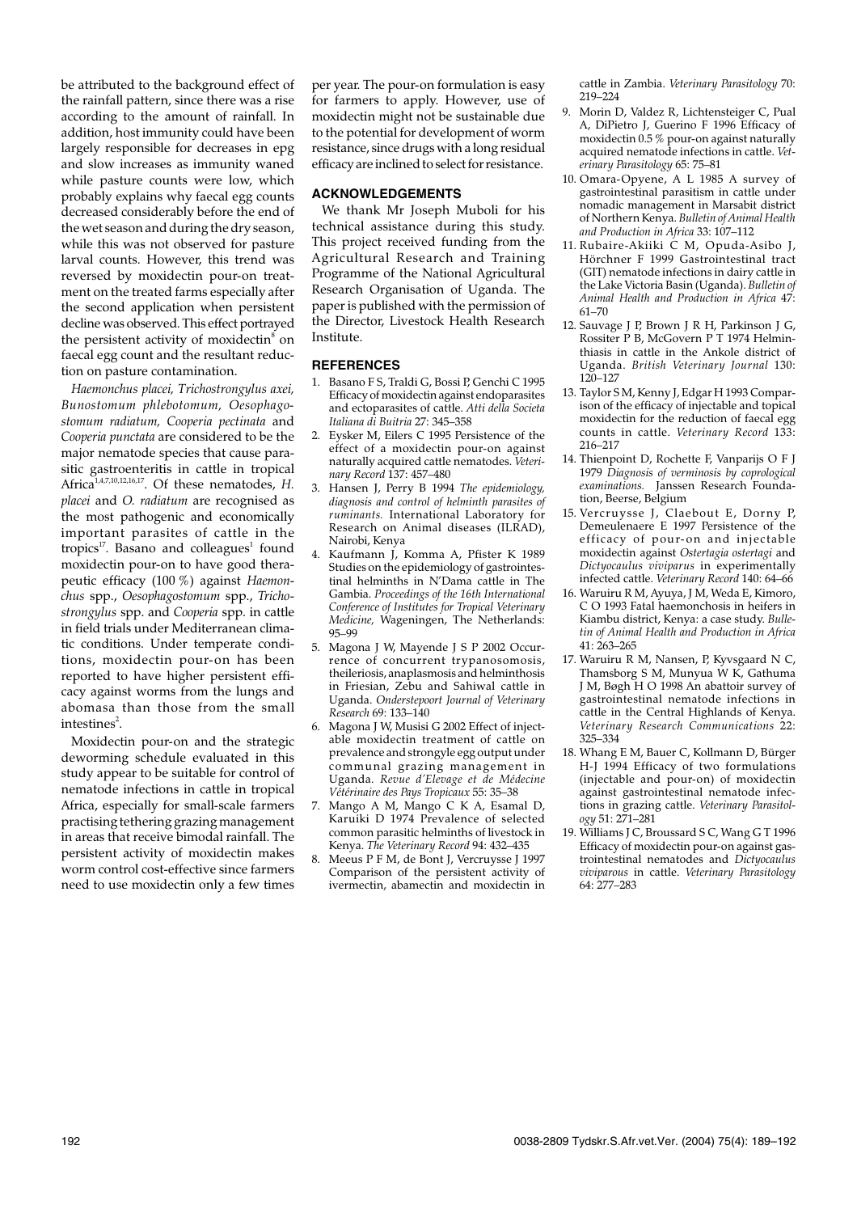be attributed to the background effect of the rainfall pattern, since there was a rise according to the amount of rainfall. In addition, host immunity could have been largely responsible for decreases in epg and slow increases as immunity waned while pasture counts were low, which probably explains why faecal egg counts decreased considerably before the end of the wet season and during the dry season, while this was not observed for pasture larval counts. However, this trend was reversed by moxidectin pour-on treatment on the treated farms especially after the second application when persistent decline was observed. This effect portrayed the persistent activity of moxidectin[8] on faecal egg count and the resultant reduction on pasture contamination.

*Haemonchus placei, Trichostrongylus axei, Bunostomum phlebotomum, Oesophagostomum radiatum, Cooperia pectinata* and *Cooperia punctata* are considered to be the major nematode species that cause parasitic gastroenteritis in cattle in tropical Africa[1,4,7,10,12,16,17]. Of these nematodes, *H. placei* and *O. radiatum* are recognised as the most pathogenic and economically important parasites of cattle in the tropics[17]. Basano and colleagues[1] found moxidectin pour-on to have good therapeutic efficacy (100 %) against *Haemonchus* spp., *Oesophagostomum* spp., *Trichostrongylus* spp. and *Cooperia* spp. in cattle in field trials under Mediterranean climatic conditions. Under temperate conditions, moxidectin pour-on has been reported to have higher persistent efficacy against worms from the lungs and abomasa than those from the small intestines[2].

Moxidectin pour-on and the strategic deworming schedule evaluated in this study appear to be suitable for control of nematode infections in cattle in tropical Africa, especially for small-scale farmers practising tethering grazing management in areas that receive bimodal rainfall. The persistent activity of moxidectin makes worm control cost-effective since farmers need to use moxidectin only a few times per year. The pour-on formulation is easy for farmers to apply. However, use of moxidectin might not be sustainable due to the potential for development of worm resistance, since drugs with a long residual efficacy are inclined to select for resistance.

## ACKNOWLEDGEMENTS

We thank Mr Joseph Muboli for his technical assistance during this study. This project received funding from the Agricultural Research and Training Programme of the National Agricultural Research Organisation of Uganda. The paper is published with the permission of the Director, Livestock Health Research Institute.

## REFERENCES

1. Basano F S, Traldi G, Bossi P, Genchi C 1995 Efficacy of moxidectin against endoparasites and ectoparasites of cattle. *Atti della Societa Italiana di Buitria* 27: 345–358
2. Eysker M, Eilers C 1995 Persistence of the effect of a moxidectin pour-on against naturally acquired cattle nematodes. *Veterinary Record* 137: 457–480
3. Hansen J, Perry B 1994 *The epidemiology, diagnosis and control of helminth parasites of ruminants.* International Laboratory for Research on Animal diseases (ILRAD), Nairobi, Kenya
4. Kaufmann J, Komma A, Pfister K 1989 Studies on the epidemiology of gastrointestinal helminths in N'Dama cattle in The Gambia. *Proceedings of the 16th International Conference of Institutes for Tropical Veterinary Medicine,* Wageningen, The Netherlands: 95–99
5. Magona J W, Mayende J S P 2002 Occurrence of concurrent trypanosomosis, theileriosis, anaplasmosis and helminthosis in Friesian, Zebu and Sahiwal cattle in Uganda. *Onderstepoort Journal of Veterinary Research* 69: 133–140
6. Magona J W, Musisi G 2002 Effect of injectable moxidectin treatment of cattle on prevalence and strongyle egg output under communal grazing management in Uganda. *Revue d'Elevage et de Médecine Vétérinaire des Pays Tropicaux* 55: 35–38
7. Mango A M, Mango C K A, Esamal D, Karuiki D 1974 Prevalence of selected common parasitic helminths of livestock in Kenya. *The Veterinary Record* 94: 432–435
8. Meeus P F M, de Bont J, Vercruysse J 1997 Comparison of the persistent activity of ivermectin, abamectin and moxidectin in cattle in Zambia. *Veterinary Parasitology* 70: 219–224
9. Morin D, Valdez R, Lichtensteiger C, Pual A, DiPietro J, Guerino F 1996 Efficacy of moxidectin 0.5 % pour-on against naturally acquired nematode infections in cattle. *Veterinary Parasitology* 65: 75–81
10. Omara-Opyene, A L 1985 A survey of gastrointestinal parasitism in cattle under nomadic management in Marsabit district of Northern Kenya. *Bulletin of Animal Health and Production in Africa* 33: 107–112
11. Rubaire-Akiiki C M, Opuda-Asibo J, Hörchner F 1999 Gastrointestinal tract (GIT) nematode infections in dairy cattle in the Lake Victoria Basin (Uganda). *Bulletin of Animal Health and Production in Africa* 47: 61–70
12. Sauvage J P, Brown J R H, Parkinson J G, Rossiter P B, McGovern P T 1974 Helminthiasis in cattle in the Ankole district of Uganda. *British Veterinary Journal* 130: 120–127
13. Taylor S M, Kenny J, Edgar H 1993 Comparison of the efficacy of injectable and topical moxidectin for the reduction of faecal egg counts in cattle. *Veterinary Record* 133: 216–217
14. Thienpoint D, Rochette F, Vanparijs O F J 1979 *Diagnosis of verminosis by coprological examinations.* Janssen Research Foundation, Beerse, Belgium
15. Vercruysse J, Claebout E, Dorny P, Demeulenaere E 1997 Persistence of the efficacy of pour-on and injectable moxidectin against *Ostertagia ostertagi* and *Dictyocaulus viviparus* in experimentally infected cattle. *Veterinary Record* 140: 64–66
16. Waruiru R M, Ayuya, J M, Weda E, Kimoro, C O 1993 Fatal haemonchosis in heifers in Kiambu district, Kenya: a case study. *Bulletin of Animal Health and Production in Africa* 41: 263–265
17. Waruiru R M, Nansen, P, Kyvsgaard N C, Thamsborg S M, Munyua W K, Gathuma J M, Bøgh H O 1998 An abattoir survey of gastrointestinal nematode infections in cattle in the Central Highlands of Kenya. *Veterinary Research Communications* 22: 325–334
18. Whang E M, Bauer C, Kollmann D, Bürger H-J 1994 Efficacy of two formulations (injectable and pour-on) of moxidectin against gastrointestinal nematode infections in grazing cattle. *Veterinary Parasitology* 51: 271–281
19. Williams J C, Broussard S C, Wang G T 1996 Efficacy of moxidectin pour-on against gastrointestinal nematodes and *Dictyocaulus viviparous* in cattle. *Veterinary Parasitology* 64: 277–283